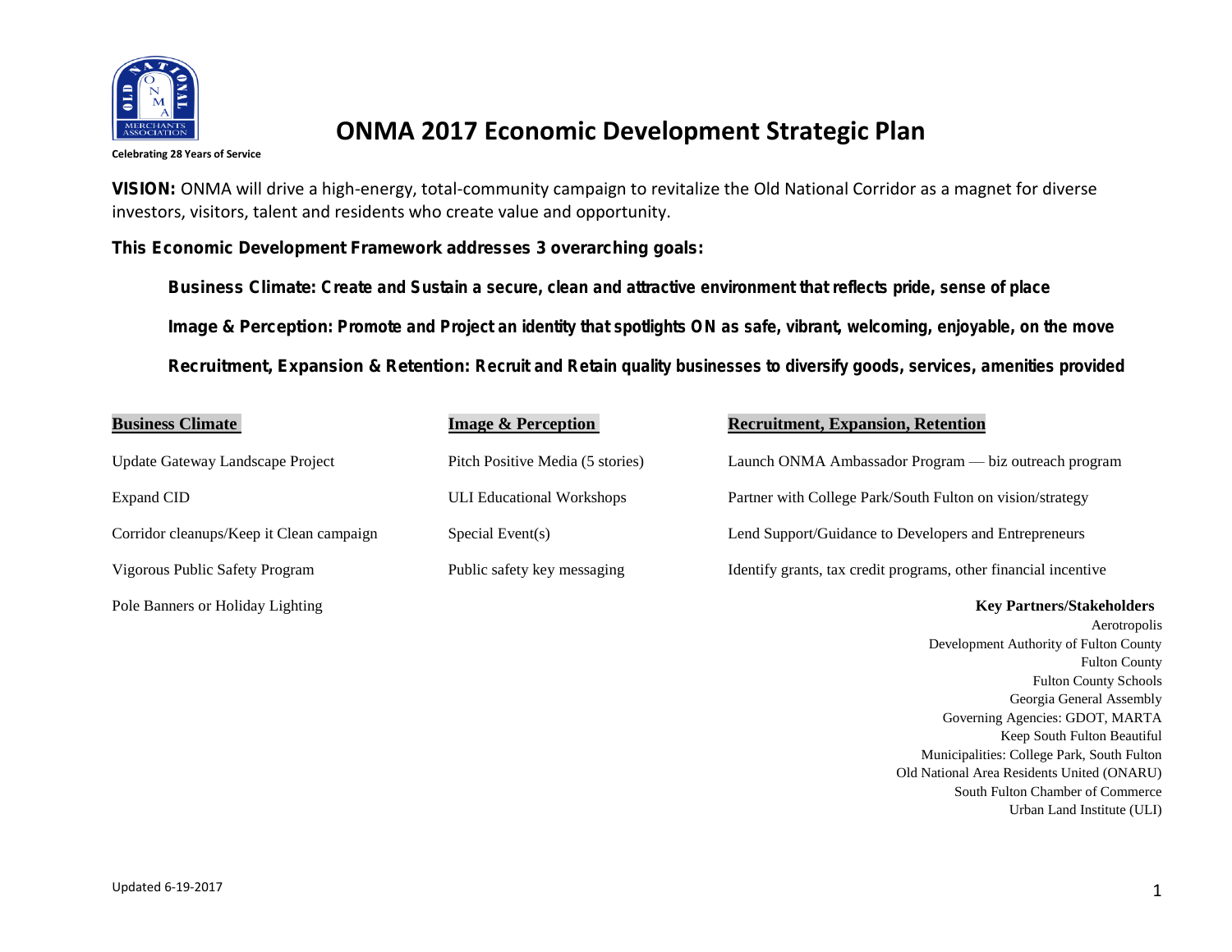Celebrating 28 Years of Service

# ONMA 2017 Economic Development Strategic Plan

**VISION:** ONMA will drive a high-energy, total-community campaign to revitalize the Old National Corridor as a magnet for diverse investors, visitors, talent and residents who create value and opportunity.

**This Economic Development Framework addresses 3 overarching goals:**

**Business Climate: Create and Sustain a secure, clean and attractive environment that reflects pride, sense of place**

**Image & Perception: Promote and Project an identity that spotlights ON as safe, vibrant, welcoming, enjoyable, on the move**

**Recruitment, Expansion & Retention: Recruit and Retain quality businesses to diversify goods, services, amenities provided**

| Business Climate | Image & Perception | Recruitment, Expansion, Retention |
|---|---|---|
| Update Gateway Landscape Project | Pitch Positive Media (5 stories) | Launch ONMA Ambassador Program — biz outreach program |
| Expand CID | ULI Educational Workshops | Partner with College Park/South Fulton on vision/strategy |
| Corridor cleanups/Keep it Clean campaign | Special Event(s) | Lend Support/Guidance to Developers and Entrepreneurs |
| Vigorous Public Safety Program | Public safety key messaging | Identify grants, tax credit programs, other financial incentive |
| Pole Banners or Holiday Lighting | | |

**Key Partners/Stakeholders**

Aerotropolis
Development Authority of Fulton County
Fulton County
Fulton County Schools
Georgia General Assembly
Governing Agencies: GDOT, MARTA
Keep South Fulton Beautiful
Municipalities: College Park, South Fulton
Old National Area Residents United (ONARU)
South Fulton Chamber of Commerce
Urban Land Institute (ULI)

Updated 6-19-2017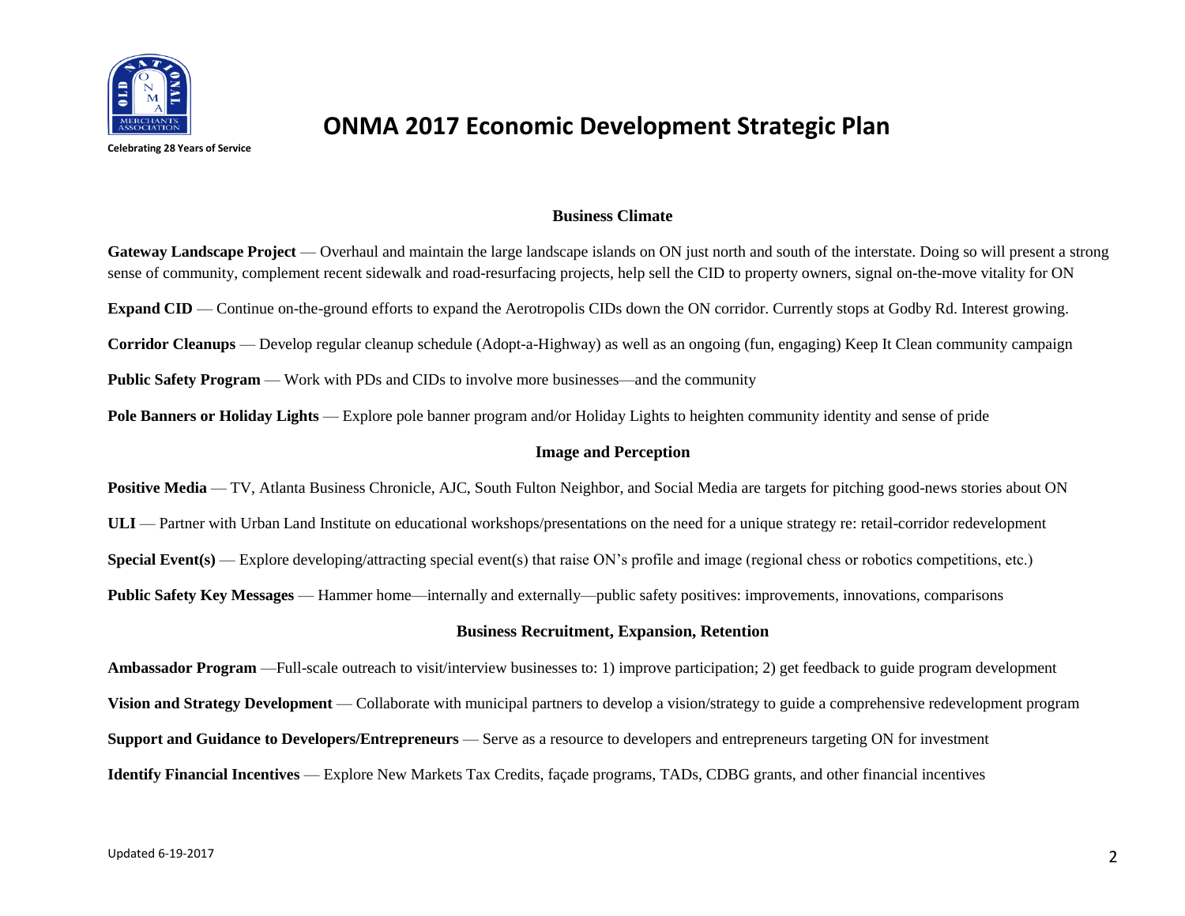Celebrating 28 Years of Service

# ONMA 2017 Economic Development Strategic Plan

## Business Climate

**Gateway Landscape Project** — Overhaul and maintain the large landscape islands on ON just north and south of the interstate. Doing so will present a strong sense of community, complement recent sidewalk and road-resurfacing projects, help sell the CID to property owners, signal on-the-move vitality for ON

**Expand CID** — Continue on-the-ground efforts to expand the Aerotropolis CIDs down the ON corridor. Currently stops at Godby Rd. Interest growing.

**Corridor Cleanups** — Develop regular cleanup schedule (Adopt-a-Highway) as well as an ongoing (fun, engaging) Keep It Clean community campaign

**Public Safety Program** — Work with PDs and CIDs to involve more businesses—and the community

**Pole Banners or Holiday Lights** — Explore pole banner program and/or Holiday Lights to heighten community identity and sense of pride

## Image and Perception

**Positive Media** — TV, Atlanta Business Chronicle, AJC, South Fulton Neighbor, and Social Media are targets for pitching good-news stories about ON

**ULI** — Partner with Urban Land Institute on educational workshops/presentations on the need for a unique strategy re: retail-corridor redevelopment

**Special Event(s)** — Explore developing/attracting special event(s) that raise ON's profile and image (regional chess or robotics competitions, etc.)

**Public Safety Key Messages** — Hammer home—internally and externally—public safety positives: improvements, innovations, comparisons

## Business Recruitment, Expansion, Retention

**Ambassador Program** —Full-scale outreach to visit/interview businesses to: 1) improve participation; 2) get feedback to guide program development

**Vision and Strategy Development** — Collaborate with municipal partners to develop a vision/strategy to guide a comprehensive redevelopment program

**Support and Guidance to Developers/Entrepreneurs** — Serve as a resource to developers and entrepreneurs targeting ON for investment

**Identify Financial Incentives** — Explore New Markets Tax Credits, façade programs, TADs, CDBG grants, and other financial incentives

Updated 6-19-2017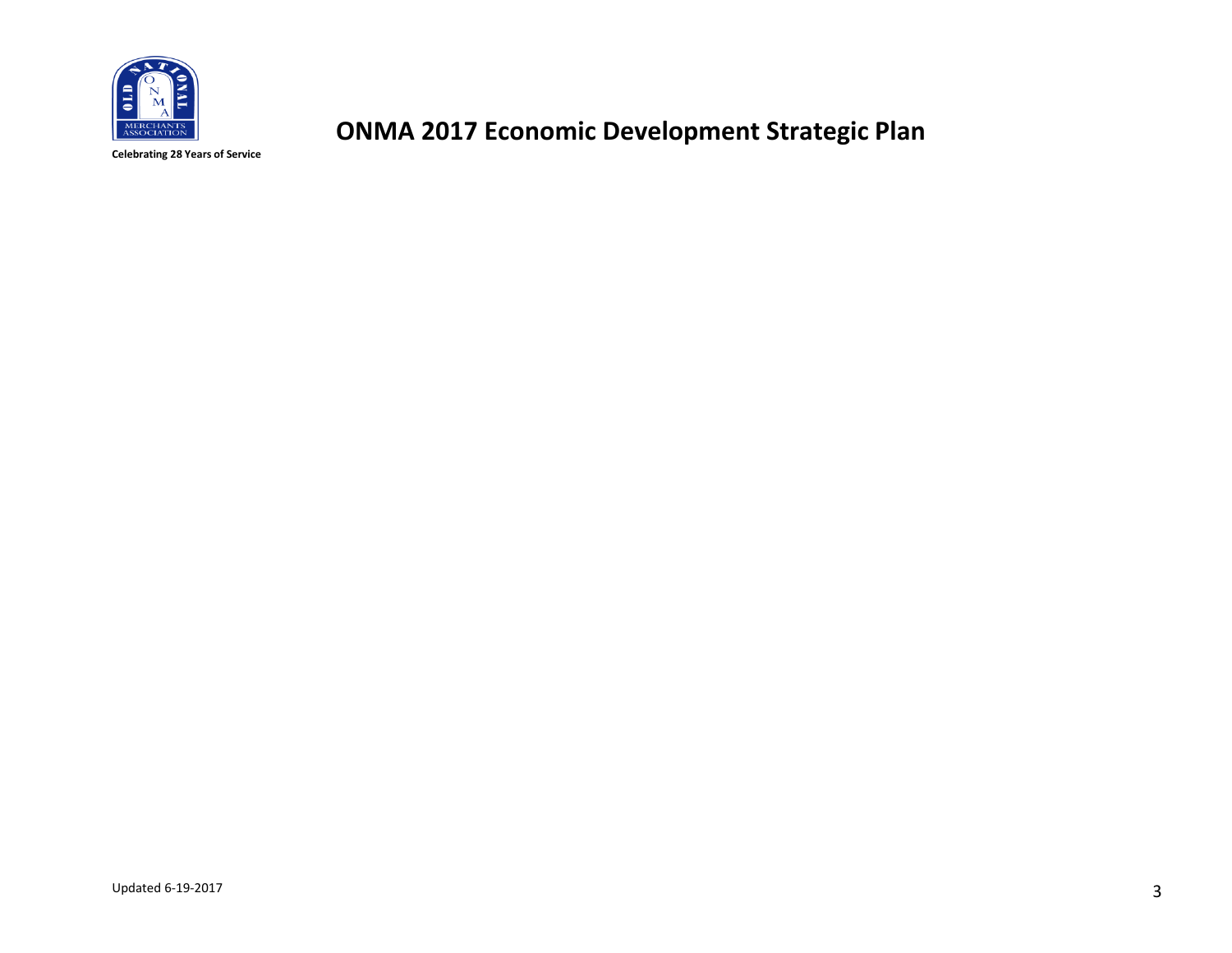Celebrating 28 Years of Service

# ONMA 2017 Economic Development Strategic Plan

Updated 6-19-2017